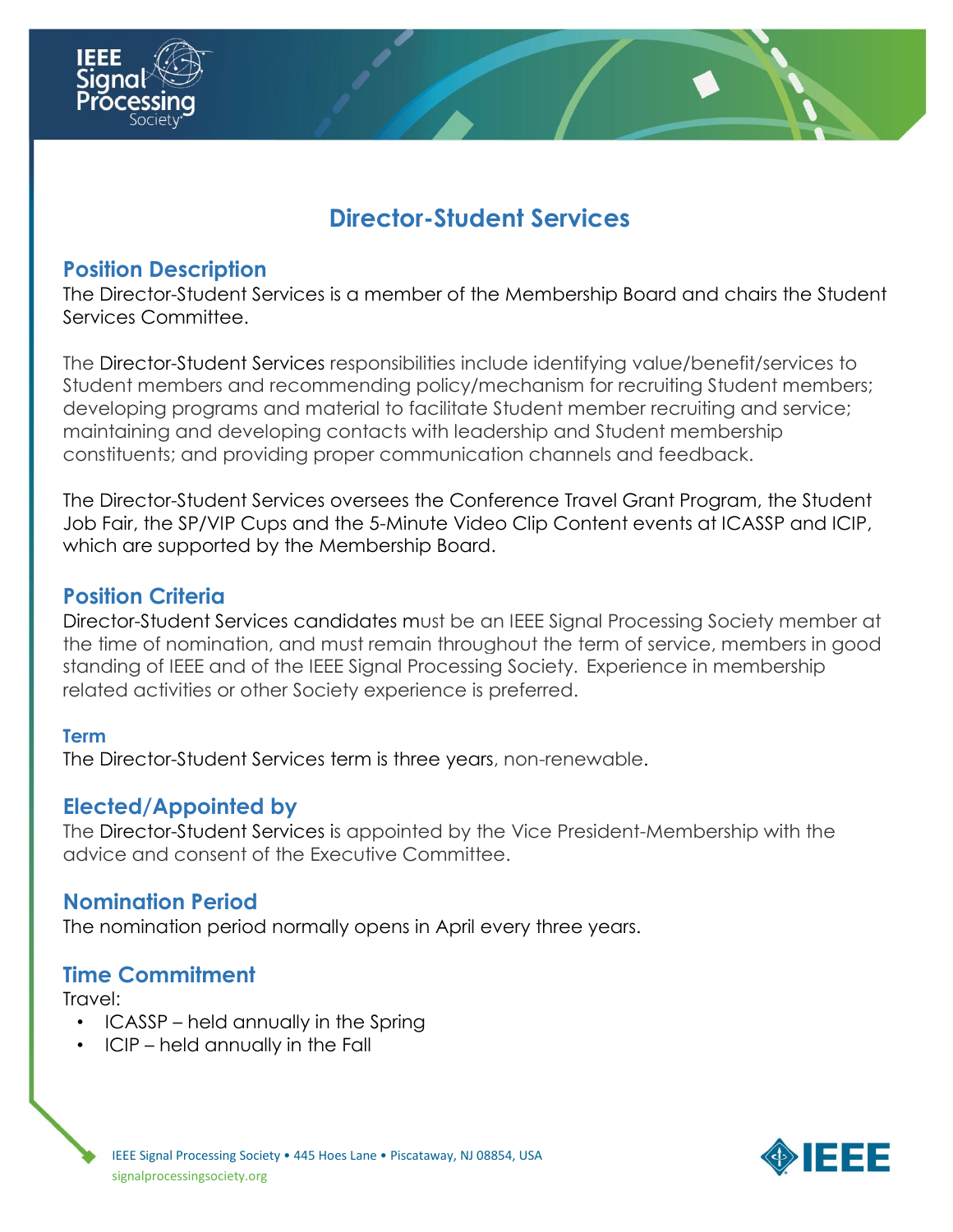# Director-Student Services

## Position Description

The Director-Student Services is a member of the Membership Board and chairs the Student Services Committee.

The Director-Student Services responsibilities include identifying value/benefit/services to Student members and recommending policy/mechanism for recruiting Student members; developing programs and material to facilitate Student member recruiting and service; maintaining and developing contacts with leadership and Student membership constituents; and providing proper communication channels and feedback.

The Director-Student Services oversees the Conference Travel Grant Program, the Student Job Fair, the SP/VIP Cups and the 5-Minute Video Clip Content events at ICASSP and ICIP, which are supported by the Membership Board.

## Position Criteria

Director-Student Services candidates must be an IEEE Signal Processing Society member at the time of nomination, and must remain throughout the term of service, members in good standing of IEEE and of the IEEE Signal Processing Society. Experience in membership related activities or other Society experience is preferred.

### Term

The Director-Student Services term is three years, non-renewable.

## Elected/Appointed by

The Director-Student Services is appointed by the Vice President-Membership with the advice and consent of the Executive Committee.

## Nomination Period

The nomination period normally opens in April every three years.

## Time Commitment

Travel:

- ICASSP – held annually in the Spring
- ICIP – held annually in the Fall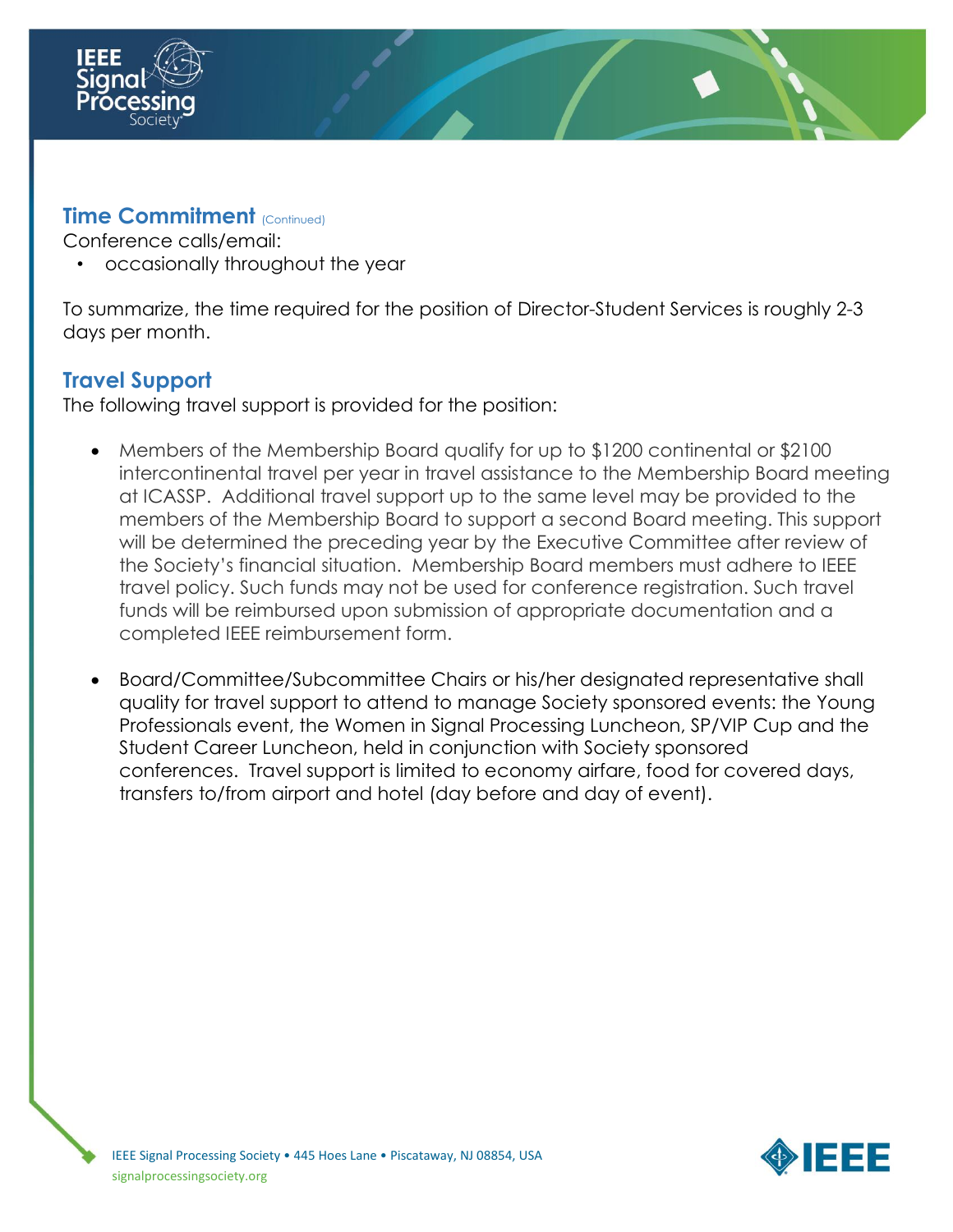## Time Commitment (Continued)

Conference calls/email:

- occasionally throughout the year

To summarize, the time required for the position of Director-Student Services is roughly 2-3 days per month.

## Travel Support

The following travel support is provided for the position:

- Members of the Membership Board qualify for up to $1200 continental or $2100 intercontinental travel per year in travel assistance to the Membership Board meeting at ICASSP. Additional travel support up to the same level may be provided to the members of the Membership Board to support a second Board meeting. This support will be determined the preceding year by the Executive Committee after review of the Society's financial situation. Membership Board members must adhere to IEEE travel policy. Such funds may not be used for conference registration. Such travel funds will be reimbursed upon submission of appropriate documentation and a completed IEEE reimbursement form.

- Board/Committee/Subcommittee Chairs or his/her designated representative shall quality for travel support to attend to manage Society sponsored events: the Young Professionals event, the Women in Signal Processing Luncheon, SP/VIP Cup and the Student Career Luncheon, held in conjunction with Society sponsored conferences. Travel support is limited to economy airfare, food for covered days, transfers to/from airport and hotel (day before and day of event).